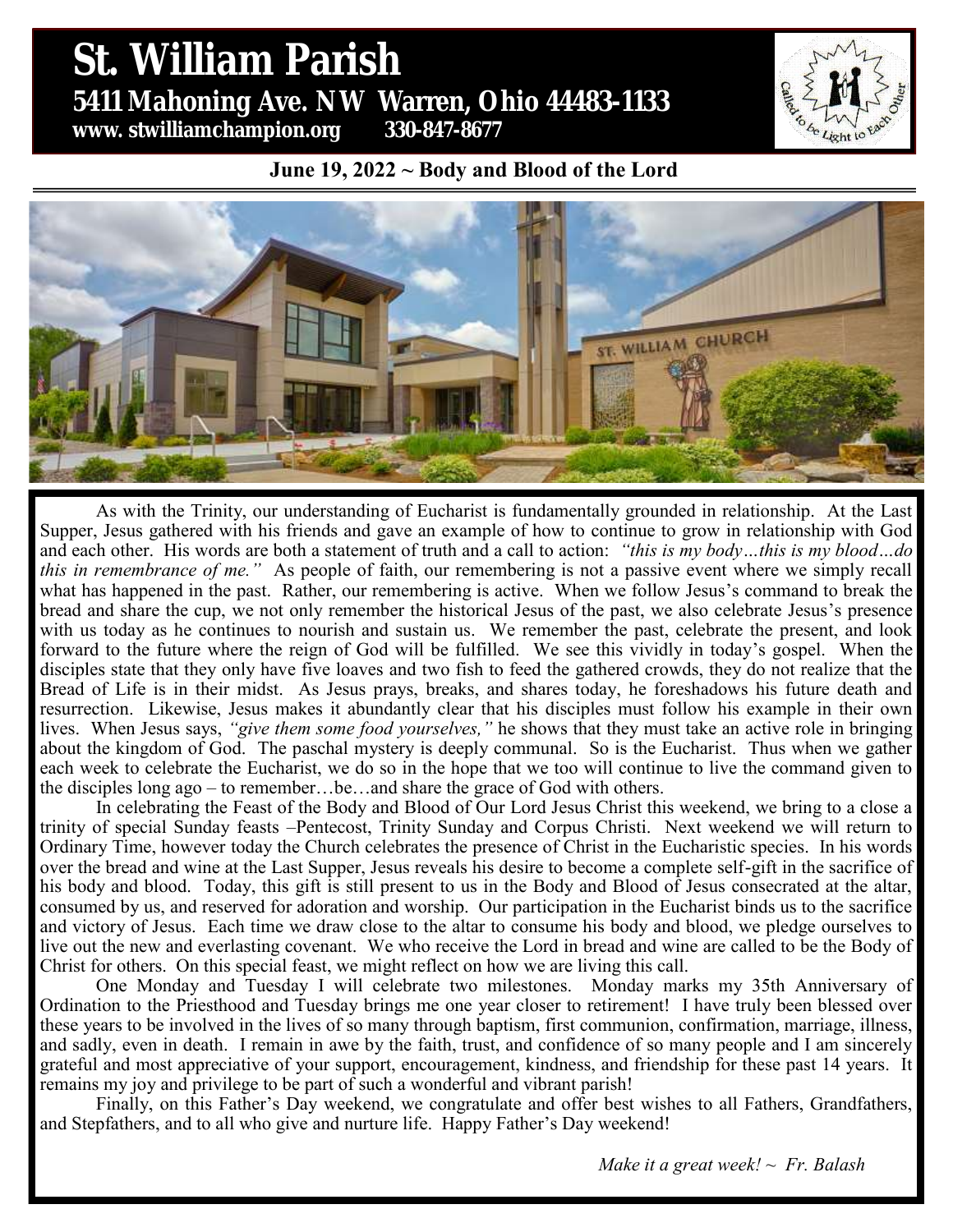# St. William Parish

**5411 Mahoning Ave. NW Warren, Ohio 44483-1133**
**www. stwilliamchampion.org 330-847-8677**

**June 19, 2022 ~ Body and Blood of the Lord**

As with the Trinity, our understanding of Eucharist is fundamentally grounded in relationship. At the Last Supper, Jesus gathered with his friends and gave an example of how to continue to grow in relationship with God and each other. His words are both a statement of truth and a call to action: *"this is my body…this is my blood…do this in remembrance of me."* As people of faith, our remembering is not a passive event where we simply recall what has happened in the past. Rather, our remembering is active. When we follow Jesus's command to break the bread and share the cup, we not only remember the historical Jesus of the past, we also celebrate Jesus's presence with us today as he continues to nourish and sustain us. We remember the past, celebrate the present, and look forward to the future where the reign of God will be fulfilled. We see this vividly in today's gospel. When the disciples state that they only have five loaves and two fish to feed the gathered crowds, they do not realize that the Bread of Life is in their midst. As Jesus prays, breaks, and shares today, he foreshadows his future death and resurrection. Likewise, Jesus makes it abundantly clear that his disciples must follow his example in their own lives. When Jesus says, *"give them some food yourselves,"* he shows that they must take an active role in bringing about the kingdom of God. The paschal mystery is deeply communal. So is the Eucharist. Thus when we gather each week to celebrate the Eucharist, we do so in the hope that we too will continue to live the command given to the disciples long ago – to remember…be…and share the grace of God with others.

In celebrating the Feast of the Body and Blood of Our Lord Jesus Christ this weekend, we bring to a close a trinity of special Sunday feasts –Pentecost, Trinity Sunday and Corpus Christi. Next weekend we will return to Ordinary Time, however today the Church celebrates the presence of Christ in the Eucharistic species. In his words over the bread and wine at the Last Supper, Jesus reveals his desire to become a complete self-gift in the sacrifice of his body and blood. Today, this gift is still present to us in the Body and Blood of Jesus consecrated at the altar, consumed by us, and reserved for adoration and worship. Our participation in the Eucharist binds us to the sacrifice and victory of Jesus. Each time we draw close to the altar to consume his body and blood, we pledge ourselves to live out the new and everlasting covenant. We who receive the Lord in bread and wine are called to be the Body of Christ for others. On this special feast, we might reflect on how we are living this call.

One Monday and Tuesday I will celebrate two milestones. Monday marks my 35th Anniversary of Ordination to the Priesthood and Tuesday brings me one year closer to retirement! I have truly been blessed over these years to be involved in the lives of so many through baptism, first communion, confirmation, marriage, illness, and sadly, even in death. I remain in awe by the faith, trust, and confidence of so many people and I am sincerely grateful and most appreciative of your support, encouragement, kindness, and friendship for these past 14 years. It remains my joy and privilege to be part of such a wonderful and vibrant parish!

Finally, on this Father's Day weekend, we congratulate and offer best wishes to all Fathers, Grandfathers, and Stepfathers, and to all who give and nurture life. Happy Father's Day weekend!

*Make it a great week! ~ Fr. Balash*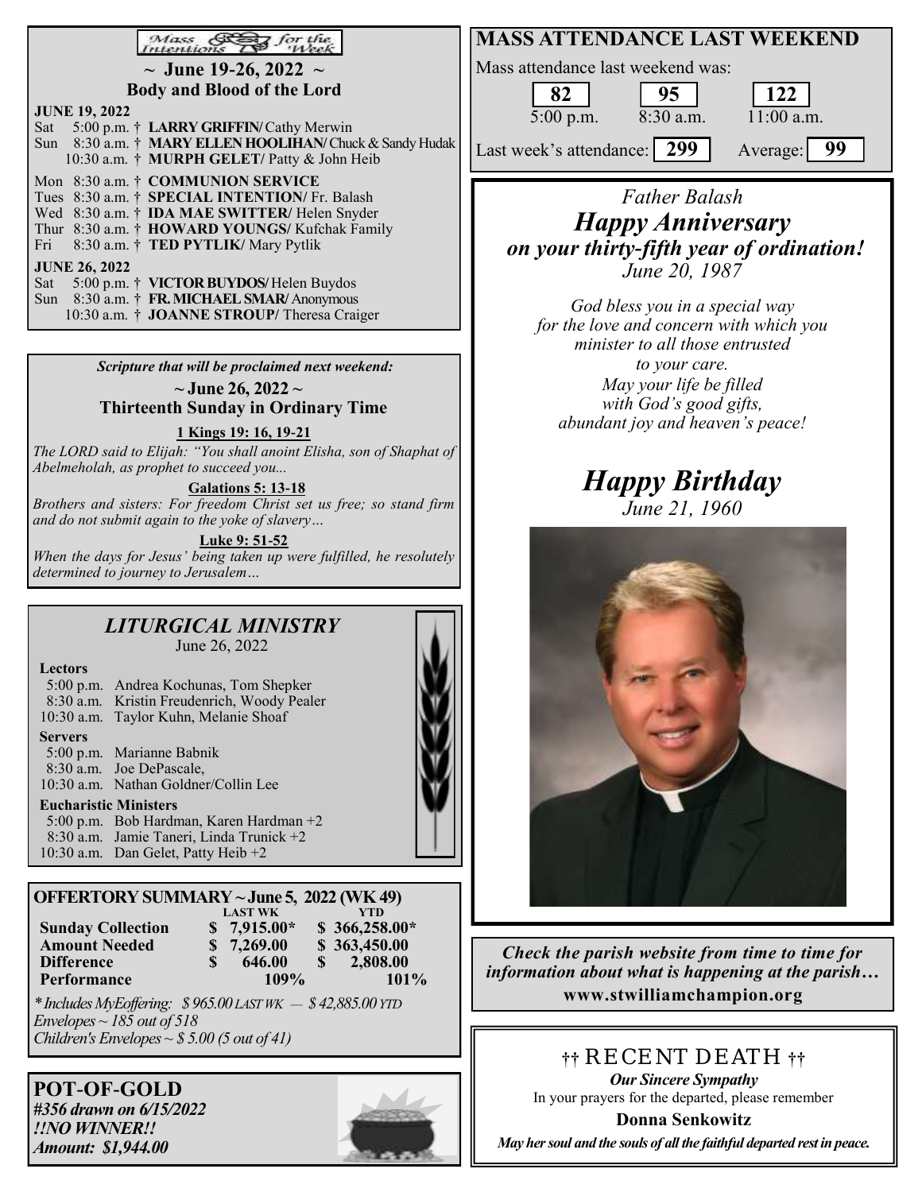## Mass Intentions for the Week

**~ June 19-26, 2022 ~**
**Body and Blood of the Lord**

**JUNE 19, 2022**
Sat 5:00 p.m. † **LARRY GRIFFIN/** Cathy Merwin
Sun 8:30 a.m. † **MARY ELLEN HOOLIHAN/** Chuck & Sandy Hudak
10:30 a.m. † **MURPH GELET/** Patty & John Heib

Mon 8:30 a.m. † **COMMUNION SERVICE**
Tues 8:30 a.m. † **SPECIAL INTENTION/** Fr. Balash
Wed 8:30 a.m. † **IDA MAE SWITTER/** Helen Snyder
Thur 8:30 a.m. † **HOWARD YOUNGS/** Kufchak Family
Fri 8:30 a.m. † **TED PYTLIK/** Mary Pytlik

**JUNE 26, 2022**
Sat 5:00 p.m. † **VICTOR BUYDOS/** Helen Buydos
Sun 8:30 a.m. † **FR. MICHAEL SMAR/** Anonymous
10:30 a.m. † **JOANNE STROUP/** Theresa Craiger

***Scripture that will be proclaimed next weekend:***

**~ June 26, 2022 ~**
**Thirteenth Sunday in Ordinary Time**

**1 Kings 19: 16, 19-21**
*The LORD said to Elijah: "You shall anoint Elisha, son of Shaphat of Abelmeholah, as prophet to succeed you...*

**Galations 5: 13-18**
*Brothers and sisters: For freedom Christ set us free; so stand firm and do not submit again to the yoke of slavery…*

**Luke 9: 51-52**
*When the days for Jesus' being taken up were fulfilled, he resolutely determined to journey to Jerusalem…*

## *LITURGICAL MINISTRY*

June 26, 2022

**Lectors**
5:00 p.m. Andrea Kochunas, Tom Shepker
8:30 a.m. Kristin Freudenrich, Woody Pealer
10:30 a.m. Taylor Kuhn, Melanie Shoaf

**Servers**
5:00 p.m. Marianne Babnik
8:30 a.m. Joe DePascale,
10:30 a.m. Nathan Goldner/Collin Lee

**Eucharistic Ministers**
5:00 p.m. Bob Hardman, Karen Hardman +2
8:30 a.m. Jamie Taneri, Linda Trunick +2
10:30 a.m. Dan Gelet, Patty Heib +2

## OFFERTORY SUMMARY ~ June 5, 2022 (WK 49)

| | LAST WK | YTD |
|---|---|---|
| **Sunday Collection** | $ 7,915.00* | $ 366,258.00* |
| **Amount Needed** | $ 7,269.00 | $ 363,450.00 |
| **Difference** | $ 646.00 | $ 2,808.00 |
| **Performance** | 109% | 101% |

*\* Includes MyEoffering: $ 965.00 LAST WK — $ 42,885.00 YTD*
*Envelopes ~ 185 out of 518*
*Children's Envelopes ~ $ 5.00 (5 out of 41)*

## POT-OF-GOLD

***#356 drawn on 6/15/2022***
***!!NO WINNER!!***
***Amount: $1,944.00***

## MASS ATTENDANCE LAST WEEKEND

Mass attendance last weekend was:

| 5:00 p.m. | 8:30 a.m. | 11:00 a.m. |
|---|---|---|
| **82** | **95** | **122** |

Last week's attendance: **299** Average: **99**

*Father Balash*

## ***Happy Anniversary***

***on your thirty-fifth year of ordination!***
*June 20, 1987*

*God bless you in a special way for the love and concern with which you minister to all those entrusted to your care. May your life be filled with God's good gifts, abundant joy and heaven's peace!*

## ***Happy Birthday***

*June 21, 1960*

***Check the parish website from time to time for information about what is happening at the parish…***
**www.stwilliamchampion.org**

## †† RECENT DEATH ††

***Our Sincere Sympathy***
In your prayers for the departed, please remember

**Donna Senkowitz**

***May her soul and the souls of all the faithful departed rest in peace.***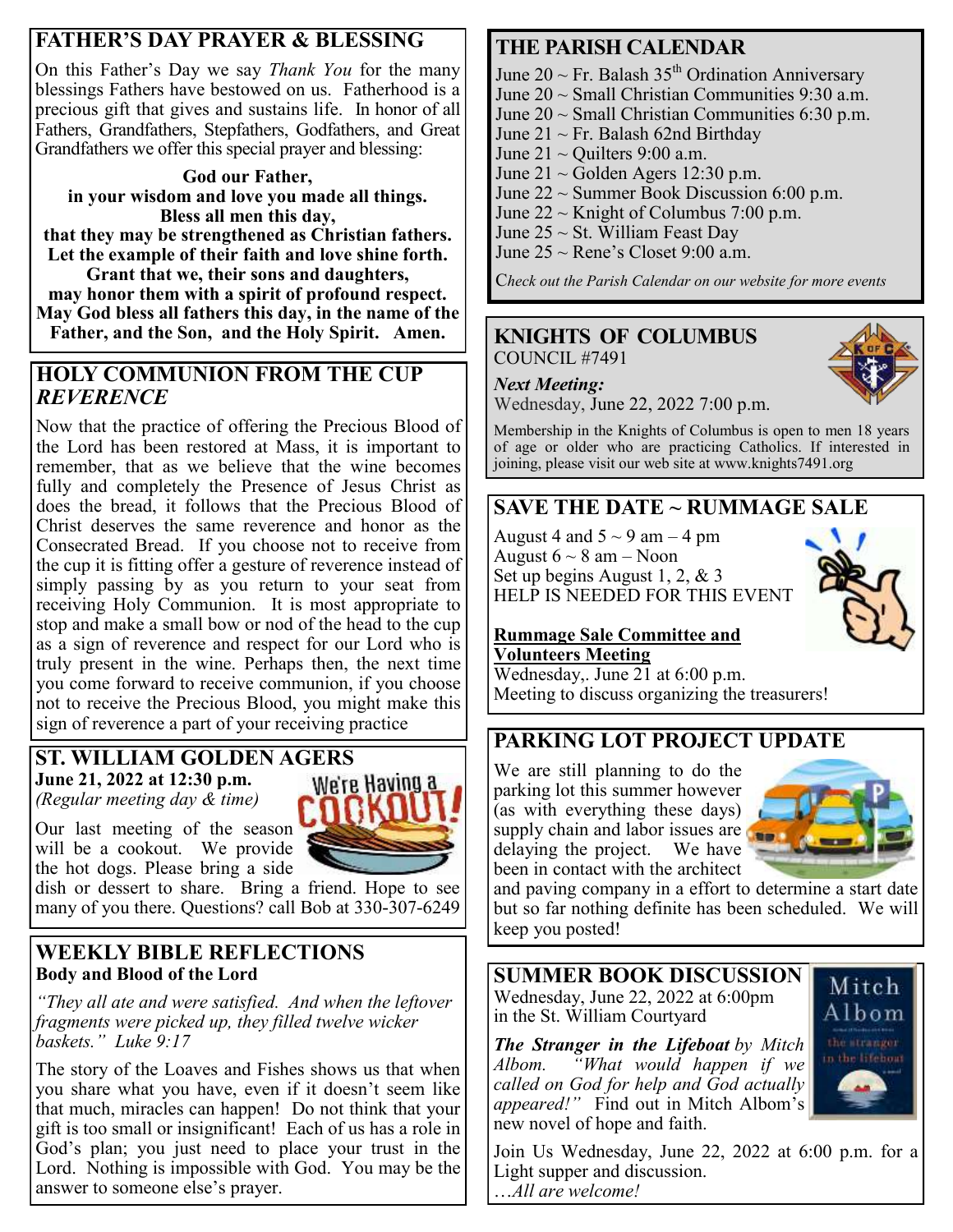## FATHER'S DAY PRAYER & BLESSING

On this Father's Day we say *Thank You* for the many blessings Fathers have bestowed on us. Fatherhood is a precious gift that gives and sustains life. In honor of all Fathers, Grandfathers, Stepfathers, Godfathers, and Great Grandfathers we offer this special prayer and blessing:

**God our Father,**
**in your wisdom and love you made all things.**
**Bless all men this day,**
**that they may be strengthened as Christian fathers.**
**Let the example of their faith and love shine forth.**
**Grant that we, their sons and daughters,**
**may honor them with a spirit of profound respect.**
**May God bless all fathers this day, in the name of the Father, and the Son, and the Holy Spirit. Amen.**

## HOLY COMMUNION FROM THE CUP *REVERENCE*

Now that the practice of offering the Precious Blood of the Lord has been restored at Mass, it is important to remember, that as we believe that the wine becomes fully and completely the Presence of Jesus Christ as does the bread, it follows that the Precious Blood of Christ deserves the same reverence and honor as the Consecrated Bread. If you choose not to receive from the cup it is fitting offer a gesture of reverence instead of simply passing by as you return to your seat from receiving Holy Communion. It is most appropriate to stop and make a small bow or nod of the head to the cup as a sign of reverence and respect for our Lord who is truly present in the wine. Perhaps then, the next time you come forward to receive communion, if you choose not to receive the Precious Blood, you might make this sign of reverence a part of your receiving practice

## ST. WILLIAM GOLDEN AGERS

**June 21, 2022 at 12:30 p.m.**
*(Regular meeting day & time)*

We're Having a COOKOUT!

Our last meeting of the season will be a cookout. We provide the hot dogs. Please bring a side dish or dessert to share. Bring a friend. Hope to see many of you there. Questions? call Bob at 330-307-6249

## WEEKLY BIBLE REFLECTIONS

**Body and Blood of the Lord**

*"They all ate and were satisfied. And when the leftover fragments were picked up, they filled twelve wicker baskets." Luke 9:17*

The story of the Loaves and Fishes shows us that when you share what you have, even if it doesn't seem like that much, miracles can happen! Do not think that your gift is too small or insignificant! Each of us has a role in God's plan; you just need to place your trust in the Lord. Nothing is impossible with God. You may be the answer to someone else's prayer.

## THE PARISH CALENDAR

June 20 ~ Fr. Balash 35th Ordination Anniversary
June 20 ~ Small Christian Communities 9:30 a.m.
June 20 ~ Small Christian Communities 6:30 p.m.
June 21 ~ Fr. Balash 62nd Birthday
June 21 ~ Quilters 9:00 a.m.
June 21 ~ Golden Agers 12:30 p.m.
June 22 ~ Summer Book Discussion 6:00 p.m.
June 22 ~ Knight of Columbus 7:00 p.m.
June 25 ~ St. William Feast Day
June 25 ~ Rene's Closet 9:00 a.m.

*Check out the Parish Calendar on our website for more events*

## KNIGHTS OF COLUMBUS

COUNCIL #7491

***Next Meeting:***
Wednesday, June 22, 2022 7:00 p.m.

Membership in the Knights of Columbus is open to men 18 years of age or older who are practicing Catholics. If interested in joining, please visit our web site at www.knights7491.org

## SAVE THE DATE ~ RUMMAGE SALE

August 4 and 5 ~ 9 am – 4 pm
August 6 ~ 8 am – Noon
Set up begins August 1, 2, & 3
HELP IS NEEDED FOR THIS EVENT

**Rummage Sale Committee and Volunteers Meeting**
Wednesday,. June 21 at 6:00 p.m.
Meeting to discuss organizing the treasurers!

## PARKING LOT PROJECT UPDATE

We are still planning to do the parking lot this summer however (as with everything these days) supply chain and labor issues are delaying the project. We have been in contact with the architect and paving company in a effort to determine a start date but so far nothing definite has been scheduled. We will keep you posted!

## SUMMER BOOK DISCUSSION

Wednesday, June 22, 2022 at 6:00pm
in the St. William Courtyard

***The Stranger in the Lifeboat*** *by Mitch Albom. "What would happen if we called on God for help and God actually appeared!"* Find out in Mitch Albom's new novel of hope and faith.

Join Us Wednesday, June 22, 2022 at 6:00 p.m. for a Light supper and discussion.
*…All are welcome!*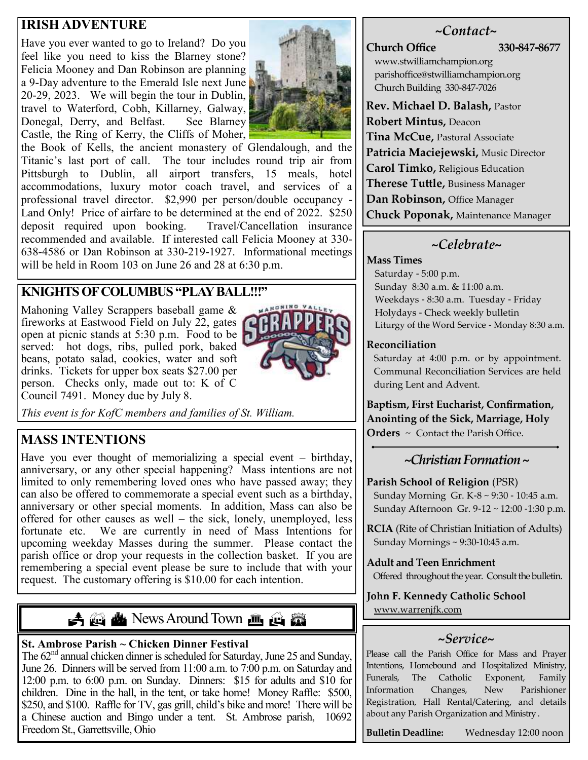## IRISH ADVENTURE

Have you ever wanted to go to Ireland? Do you feel like you need to kiss the Blarney stone? Felicia Mooney and Dan Robinson are planning a 9-Day adventure to the Emerald Isle next June 20-29, 2023. We will begin the tour in Dublin, travel to Waterford, Cobh, Killarney, Galway, Donegal, Derry, and Belfast. See Blarney Castle, the Ring of Kerry, the Cliffs of Moher, the Book of Kells, the ancient monastery of Glendalough, and the Titanic's last port of call. The tour includes round trip air from Pittsburgh to Dublin, all airport transfers, 15 meals, hotel accommodations, luxury motor coach travel, and services of a professional travel director. $2,990 per person/double occupancy - Land Only! Price of airfare to be determined at the end of 2022. $250 deposit required upon booking. Travel/Cancellation insurance recommended and available. If interested call Felicia Mooney at 330-638-4586 or Dan Robinson at 330-219-1927. Informational meetings will be held in Room 103 on June 26 and 28 at 6:30 p.m.

## KNIGHTS OF COLUMBUS "PLAY BALL!!!"

Mahoning Valley Scrappers baseball game & fireworks at Eastwood Field on July 22, gates open at picnic stands at 5:30 p.m. Food to be served: hot dogs, ribs, pulled pork, baked beans, potato salad, cookies, water and soft drinks. Tickets for upper box seats $27.00 per person. Checks only, made out to: K of C Council 7491. Money due by July 8.

*This event is for KofC members and families of St. William.*

## MASS INTENTIONS

Have you ever thought of memorializing a special event – birthday, anniversary, or any other special happening? Mass intentions are not limited to only remembering loved ones who have passed away; they can also be offered to commemorate a special event such as a birthday, anniversary or other special moments. In addition, Mass can also be offered for other causes as well – the sick, lonely, unemployed, less fortunate etc. We are currently in need of Mass Intentions for upcoming weekday Masses during the summer. Please contact the parish office or drop your requests in the collection basket. If you are remembering a special event please be sure to include that with your request. The customary offering is $10.00 for each intention.

## News Around Town

**St. Ambrose Parish ~ Chicken Dinner Festival**

The 62nd annual chicken dinner is scheduled for Saturday, June 25 and Sunday, June 26. Dinners will be served from 11:00 a.m. to 7:00 p.m. on Saturday and 12:00 p.m. to 6:00 p.m. on Sunday. Dinners: $15 for adults and $10 for children. Dine in the hall, in the tent, or take home! Money Raffle: $500, $250, and $100. Raffle for TV, gas grill, child's bike and more! There will be a Chinese auction and Bingo under a tent. St. Ambrose parish, 10692 Freedom St., Garrettsville, Ohio

## ~Contact~

**Church Office** 330-847-8677

www.stwilliamchampion.org
parishoffice@stwilliamchampion.org
Church Building 330-847-7026

**Rev. Michael D. Balash,** Pastor
**Robert Mintus,** Deacon
**Tina McCue,** Pastoral Associate
**Patricia Maciejewski,** Music Director
**Carol Timko,** Religious Education
**Therese Tuttle,** Business Manager
**Dan Robinson,** Office Manager
**Chuck Poponak,** Maintenance Manager

## ~Celebrate~

**Mass Times**

Saturday - 5:00 p.m.
Sunday 8:30 a.m. & 11:00 a.m.
Weekdays - 8:30 a.m. Tuesday - Friday
Holydays - Check weekly bulletin
Liturgy of the Word Service - Monday 8:30 a.m.

**Reconciliation**

Saturday at 4:00 p.m. or by appointment. Communal Reconciliation Services are held during Lent and Advent.

**Baptism, First Eucharist, Confirmation, Anointing of the Sick, Marriage, Holy Orders** ~ Contact the Parish Office.

## ~Christian Formation~

**Parish School of Religion** (PSR)
Sunday Morning Gr. K-8 ~ 9:30 - 10:45 a.m.
Sunday Afternoon Gr. 9-12 ~ 12:00 -1:30 p.m.

**RCIA** (Rite of Christian Initiation of Adults)
Sunday Mornings ~ 9:30-10:45 a.m.

**Adult and Teen Enrichment**
Offered throughout the year. Consult the bulletin.

**John F. Kennedy Catholic School**
www.warrenjfk.com

## ~Service~

Please call the Parish Office for Mass and Prayer Intentions, Homebound and Hospitalized Ministry, Funerals, The Catholic Exponent, Family Information Changes, New Parishioner Registration, Hall Rental/Catering, and details about any Parish Organization and Ministry .

**Bulletin Deadline:** Wednesday 12:00 noon